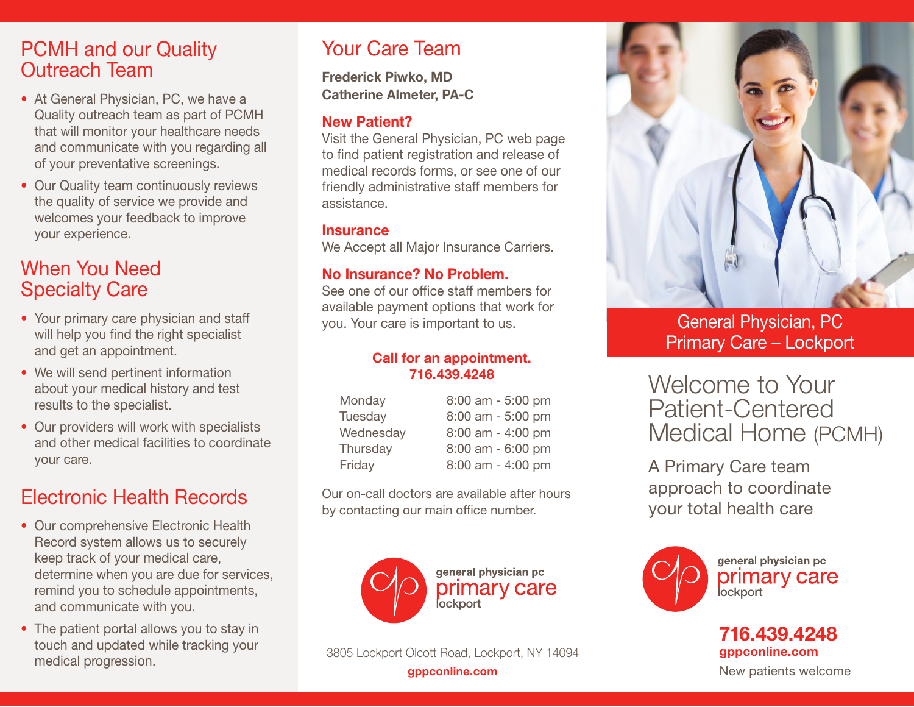## PCMH and our Quality Outreach Team

- At General Physician, PC, we have a Quality outreach team as part of PCMH that will monitor your healthcare needs and communicate with you regarding all of your preventative screenings.
- Our Quality team continuously reviews the quality of service we provide and welcomes your feedback to improve your experience.

## When You Need Specialty Care

- Your primary care physician and staff will help you find the right specialist and get an appointment.
- We will send pertinent information about your medical history and test results to the specialist.
- Our providers will work with specialists and other medical facilities to coordinate your care.

## Electronic Health Records

- Our comprehensive Electronic Health Record system allows us to securely keep track of your medical care, determine when you are due for services, remind you to schedule appointments, and communicate with you.
- The patient portal allows you to stay in touch and updated while tracking your medical progression.

## Your Care Team

**Frederick Piwko, MD**
**Catherine Almeter, PA-C**

### New Patient?

Visit the General Physician, PC web page to find patient registration and release of medical records forms, or see one of our friendly administrative staff members for assistance.

### Insurance

We Accept all Major Insurance Carriers.

### No Insurance? No Problem.

See one of our office staff members for available payment options that work for you. Your care is important to us.

**Call for an appointment.**
**716.439.4248**

| Day | Hours |
|---|---|
| Monday | 8:00 am - 5:00 pm |
| Tuesday | 8:00 am - 5:00 pm |
| Wednesday | 8:00 am - 4:00 pm |
| Thursday | 8:00 am - 6:00 pm |
| Friday | 8:00 am - 4:00 pm |

Our on-call doctors are available after hours by contacting our main office number.

general physician pc
primary care
lockport

3805 Lockport Olcott Road, Lockport, NY 14094

**gppconline.com**

General Physician, PC
Primary Care – Lockport

# Welcome to Your Patient-Centered Medical Home (PCMH)

A Primary Care team approach to coordinate your total health care

general physician pc
primary care
lockport

**716.439.4248**
**gppconline.com**
New patients welcome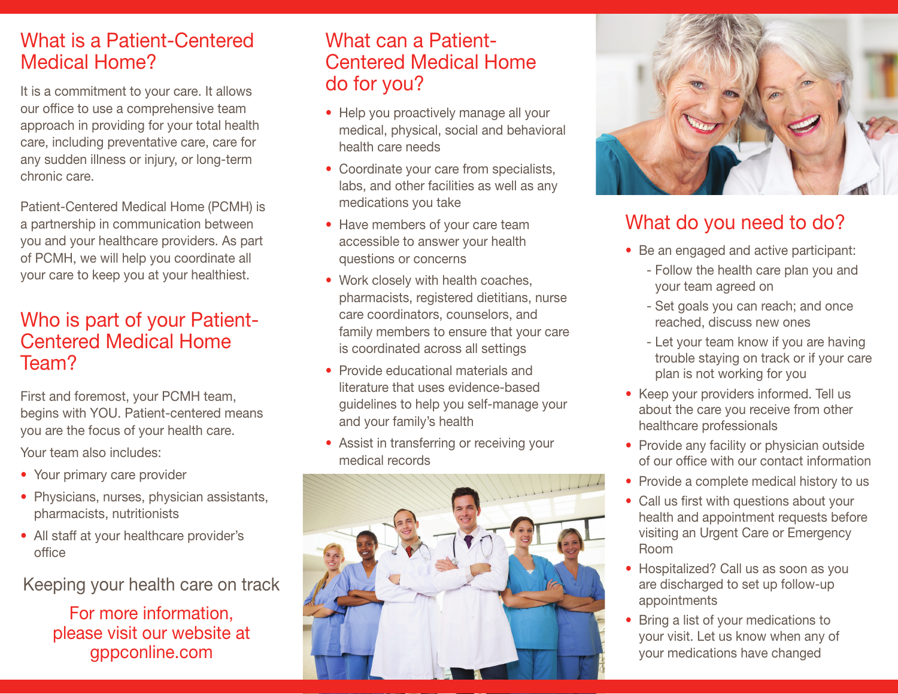## What is a Patient-Centered Medical Home?

It is a commitment to your care. It allows our office to use a comprehensive team approach in providing for your total health care, including preventative care, care for any sudden illness or injury, or long-term chronic care.

Patient-Centered Medical Home (PCMH) is a partnership in communication between you and your healthcare providers. As part of PCMH, we will help you coordinate all your care to keep you at your healthiest.

## Who is part of your Patient-Centered Medical Home Team?

First and foremost, your PCMH team, begins with YOU. Patient-centered means you are the focus of your health care.

Your team also includes:

- Your primary care provider
- Physicians, nurses, physician assistants, pharmacists, nutritionists
- All staff at your healthcare provider's office

Keeping your health care on track

For more information, please visit our website at gppconline.com

## What can a Patient-Centered Medical Home do for you?

- Help you proactively manage all your medical, physical, social and behavioral health care needs
- Coordinate your care from specialists, labs, and other facilities as well as any medications you take
- Have members of your care team accessible to answer your health questions or concerns
- Work closely with health coaches, pharmacists, registered dietitians, nurse care coordinators, counselors, and family members to ensure that your care is coordinated across all settings
- Provide educational materials and literature that uses evidence-based guidelines to help you self-manage your and your family's health
- Assist in transferring or receiving your medical records

## What do you need to do?

- Be an engaged and active participant:
  - Follow the health care plan you and your team agreed on
  - Set goals you can reach; and once reached, discuss new ones
  - Let your team know if you are having trouble staying on track or if your care plan is not working for you
- Keep your providers informed. Tell us about the care you receive from other healthcare professionals
- Provide any facility or physician outside of our office with our contact information
- Provide a complete medical history to us
- Call us first with questions about your health and appointment requests before visiting an Urgent Care or Emergency Room
- Hospitalized? Call us as soon as you are discharged to set up follow-up appointments
- Bring a list of your medications to your visit. Let us know when any of your medications have changed